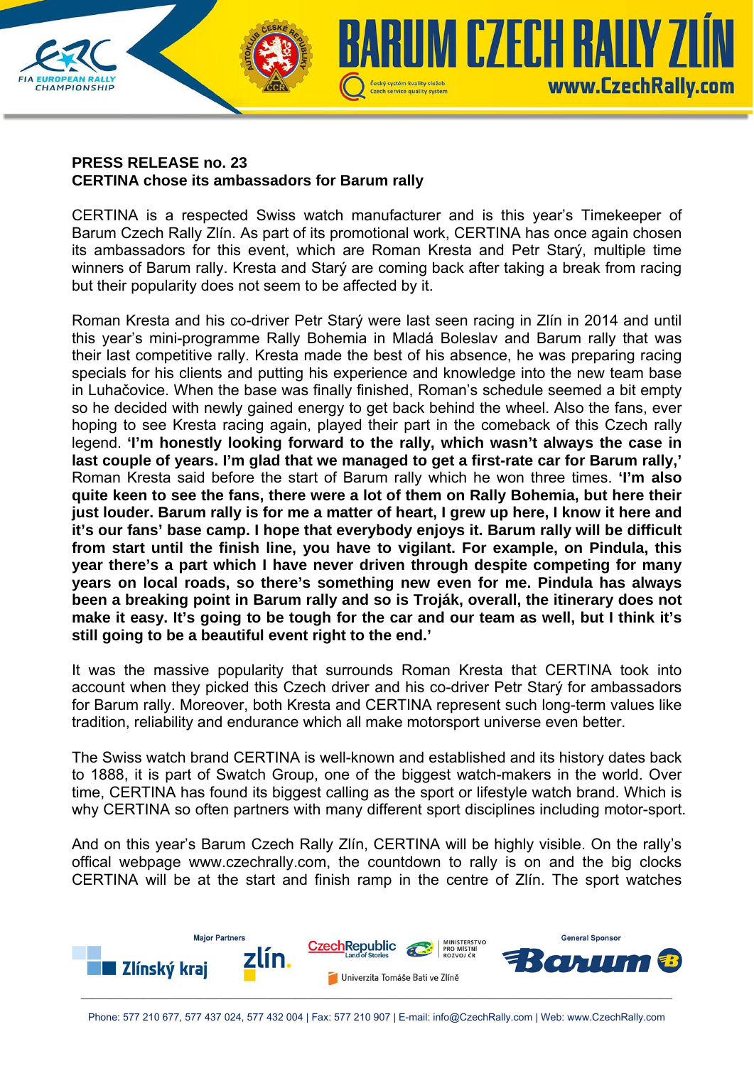**PRESS RELEASE no. 23**
**CERTINA chose its ambassadors for Barum rally**

CERTINA is a respected Swiss watch manufacturer and is this year's Timekeeper of Barum Czech Rally Zlín. As part of its promotional work, CERTINA has once again chosen its ambassadors for this event, which are Roman Kresta and Petr Starý, multiple time winners of Barum rally. Kresta and Starý are coming back after taking a break from racing but their popularity does not seem to be affected by it.

Roman Kresta and his co-driver Petr Starý were last seen racing in Zlín in 2014 and until this year's mini-programme Rally Bohemia in Mladá Boleslav and Barum rally that was their last competitive rally. Kresta made the best of his absence, he was preparing racing specials for his clients and putting his experience and knowledge into the new team base in Luhačovice. When the base was finally finished, Roman's schedule seemed a bit empty so he decided with newly gained energy to get back behind the wheel. Also the fans, ever hoping to see Kresta racing again, played their part in the comeback of this Czech rally legend. **'I'm honestly looking forward to the rally, which wasn't always the case in last couple of years. I'm glad that we managed to get a first-rate car for Barum rally,'** Roman Kresta said before the start of Barum rally which he won three times. **'I'm also quite keen to see the fans, there were a lot of them on Rally Bohemia, but here their just louder. Barum rally is for me a matter of heart, I grew up here, I know it here and it's our fans' base camp. I hope that everybody enjoys it. Barum rally will be difficult from start until the finish line, you have to vigilant. For example, on Pindula, this year there's a part which I have never driven through despite competing for many years on local roads, so there's something new even for me. Pindula has always been a breaking point in Barum rally and so is Troják, overall, the itinerary does not make it easy. It's going to be tough for the car and our team as well, but I think it's still going to be a beautiful event right to the end.'**

It was the massive popularity that surrounds Roman Kresta that CERTINA took into account when they picked this Czech driver and his co-driver Petr Starý for ambassadors for Barum rally. Moreover, both Kresta and CERTINA represent such long-term values like tradition, reliability and endurance which all make motorsport universe even better.

The Swiss watch brand CERTINA is well-known and established and its history dates back to 1888, it is part of Swatch Group, one of the biggest watch-makers in the world. Over time, CERTINA has found its biggest calling as the sport or lifestyle watch brand. Which is why CERTINA so often partners with many different sport disciplines including motor-sport.

And on this year's Barum Czech Rally Zlín, CERTINA will be highly visible. On the rally's offical webpage www.czechrally.com, the countdown to rally is on and the big clocks CERTINA will be at the start and finish ramp in the centre of Zlín. The sport watches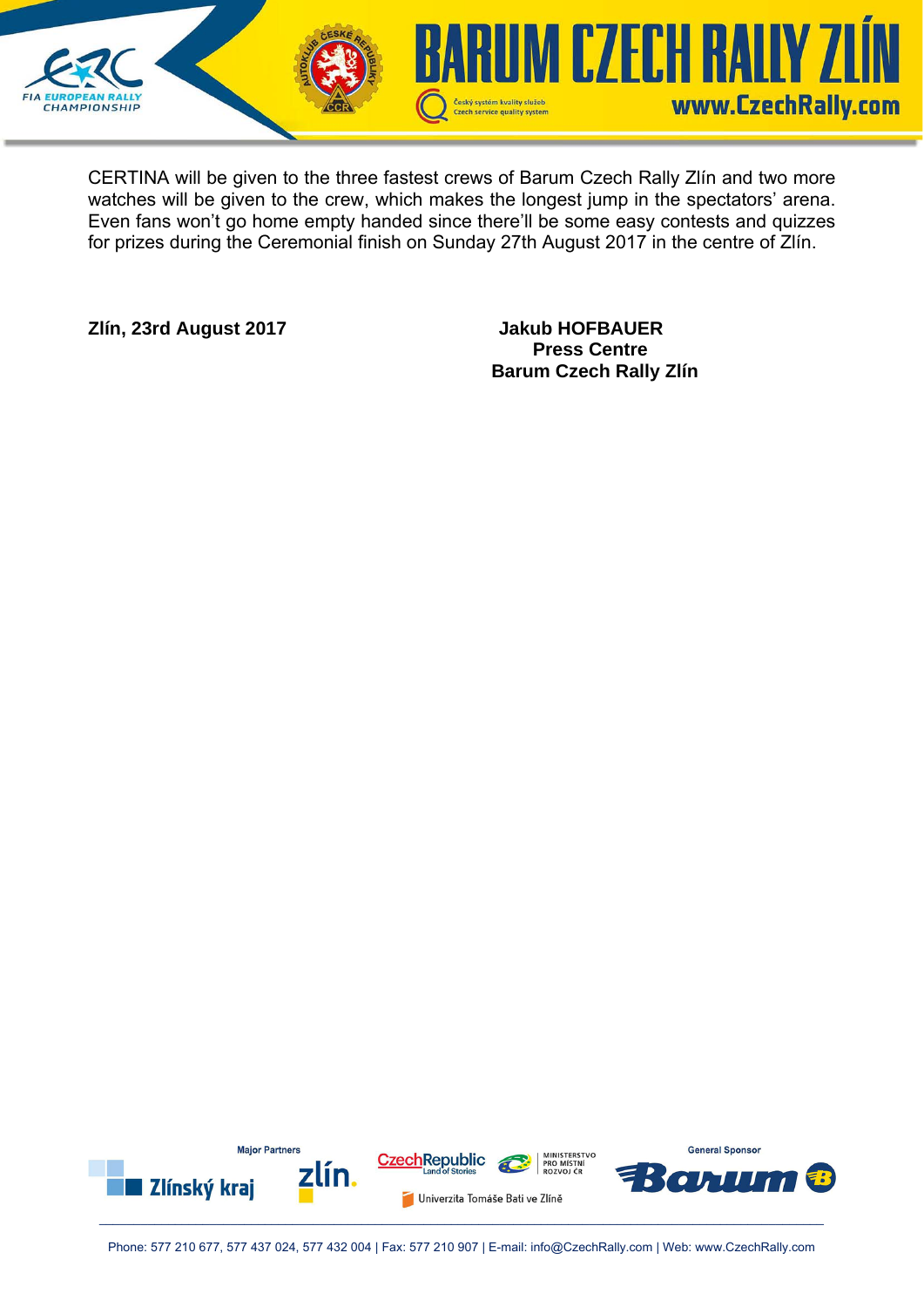CERTINA will be given to the three fastest crews of Barum Czech Rally Zlín and two more watches will be given to the crew, which makes the longest jump in the spectators' arena. Even fans won't go home empty handed since there'll be some easy contests and quizzes for prizes during the Ceremonial finish on Sunday 27th August 2017 in the centre of Zlín.

**Zlín, 23rd August 2017**

**Jakub HOFBAUER**
**Press Centre**
**Barum Czech Rally Zlín**